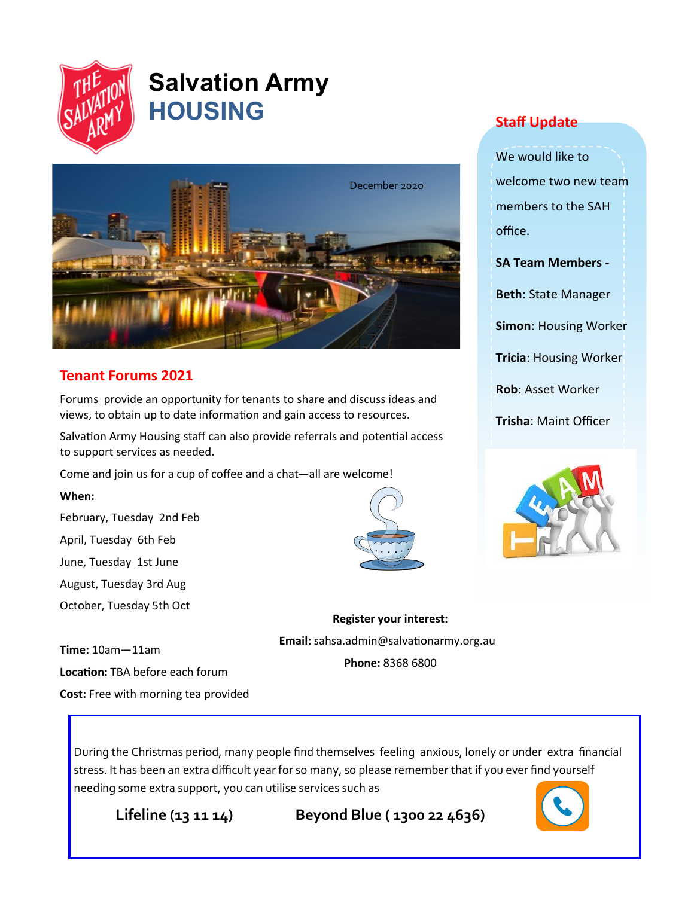# Salvation Army HOUSING

December 2020

## Tenant Forums 2021

Forums provide an opportunity for tenants to share and discuss ideas and views, to obtain up to date information and gain access to resources.

Salvation Army Housing staff can also provide referrals and potential access to support services as needed.

Come and join us for a cup of coffee and a chat—all are welcome!

**When:**

February, Tuesday 2nd Feb

April, Tuesday 6th Feb

June, Tuesday 1st June

August, Tuesday 3rd Aug

October, Tuesday 5th Oct

**Time:** 10am—11am

**Location:** TBA before each forum

**Cost:** Free with morning tea provided

**Register your interest:**

**Email:** sahsa.admin@salvationarmy.org.au

**Phone:** 8368 6800

## Staff Update

We would like to welcome two new team members to the SAH office.

**SA Team Members -**

**Beth**: State Manager

**Simon**: Housing Worker

**Tricia**: Housing Worker

**Rob**: Asset Worker

**Trisha**: Maint Officer

---

During the Christmas period, many people find themselves feeling anxious, lonely or under extra financial stress. It has been an extra difficult year for so many, so please remember that if you ever find yourself needing some extra support, you can utilise services such as

**Lifeline (13 11 14)** **Beyond Blue ( 1300 22 4636)**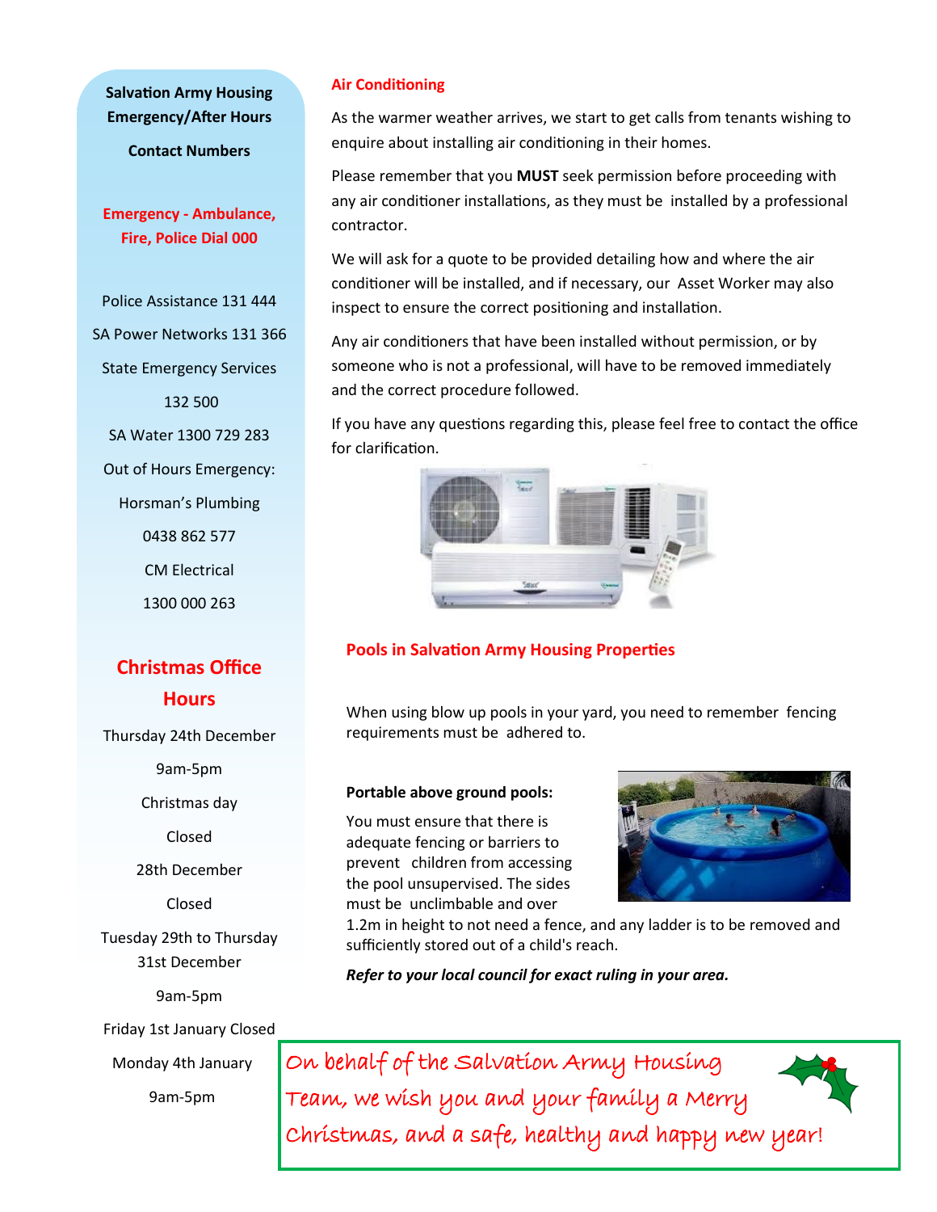**Salvation Army Housing Emergency/After Hours**

**Contact Numbers**

**Emergency - Ambulance, Fire, Police Dial 000**

Police Assistance 131 444

SA Power Networks 131 366

State Emergency Services 132 500

SA Water 1300 729 283

Out of Hours Emergency:

Horsman's Plumbing 0438 862 577

CM Electrical 1300 000 263

## Christmas Office Hours

Thursday 24th December 9am-5pm

Christmas day Closed

28th December Closed

Tuesday 29th to Thursday 31st December 9am-5pm

Friday 1st January Closed

Monday 4th January 9am-5pm

## Air Conditioning

As the warmer weather arrives, we start to get calls from tenants wishing to enquire about installing air conditioning in their homes.

Please remember that you **MUST** seek permission before proceeding with any air conditioner installations, as they must be installed by a professional contractor.

We will ask for a quote to be provided detailing how and where the air conditioner will be installed, and if necessary, our Asset Worker may also inspect to ensure the correct positioning and installation.

Any air conditioners that have been installed without permission, or by someone who is not a professional, will have to be removed immediately and the correct procedure followed.

If you have any questions regarding this, please feel free to contact the office for clarification.

## Pools in Salvation Army Housing Properties

When using blow up pools in your yard, you need to remember fencing requirements must be adhered to.

**Portable above ground pools:**

You must ensure that there is adequate fencing or barriers to prevent children from accessing the pool unsupervised. The sides must be unclimbable and over 1.2m in height to not need a fence, and any ladder is to be removed and sufficiently stored out of a child's reach.

***Refer to your local council for exact ruling in your area.***

On behalf of the Salvation Army Housing Team, we wish you and your family a Merry Christmas, and a safe, healthy and happy new year!